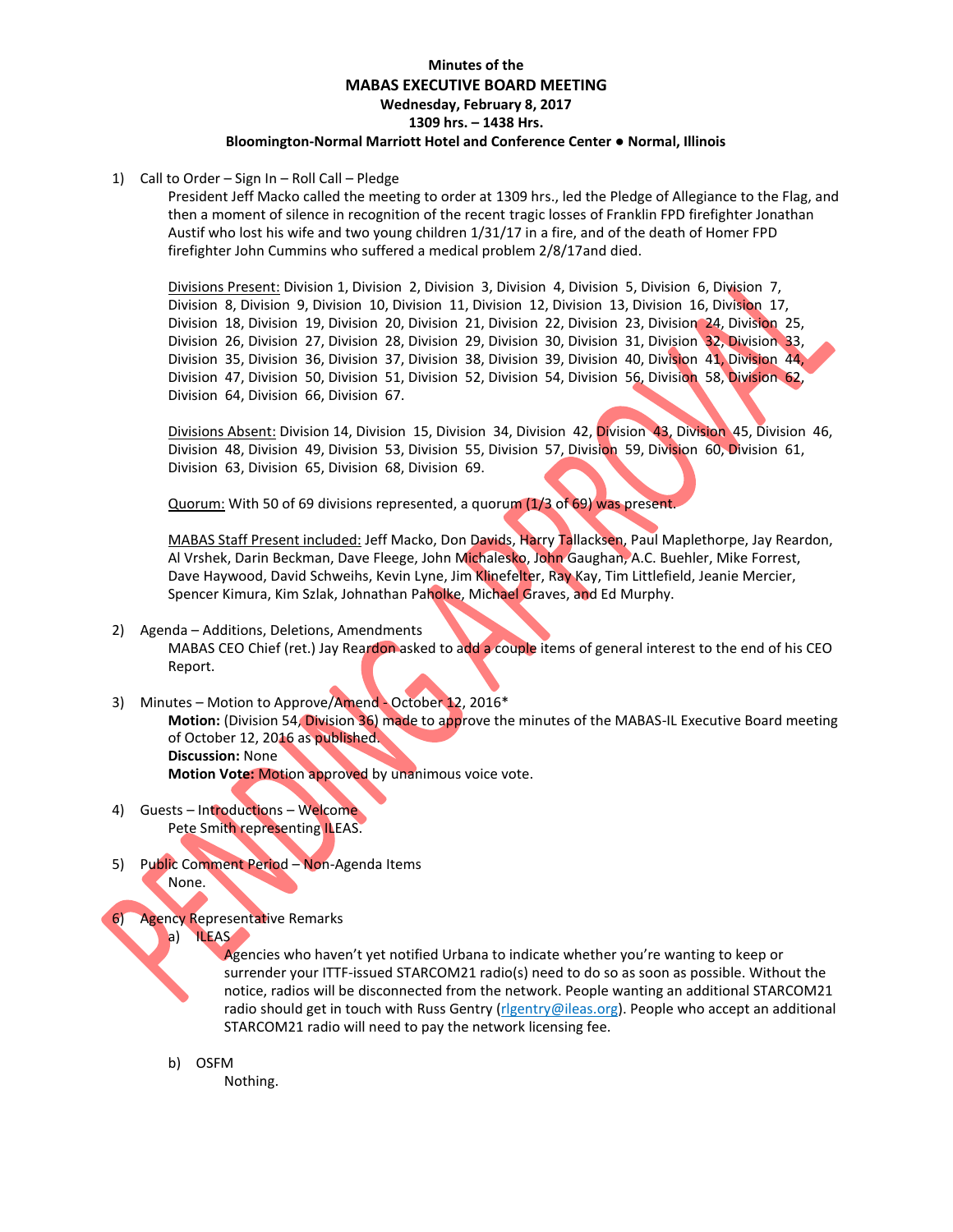**Minutes of the**

**MABAS EXECUTIVE BOARD MEETING**

**Wednesday, February 8, 2017**

**1309 hrs. – 1438 Hrs.**

**Bloomington-Normal Marriott Hotel and Conference Center ● Normal, Illinois**

1) Call to Order – Sign In – Roll Call – Pledge

   President Jeff Macko called the meeting to order at 1309 hrs., led the Pledge of Allegiance to the Flag, and then a moment of silence in recognition of the recent tragic losses of Franklin FPD firefighter Jonathan Austif who lost his wife and two young children 1/31/17 in a fire, and of the death of Homer FPD firefighter John Cummins who suffered a medical problem 2/8/17and died.

   Divisions Present: Division 1, Division 2, Division 3, Division 4, Division 5, Division 6, Division 7, Division 8, Division 9, Division 10, Division 11, Division 12, Division 13, Division 16, Division 17, Division 18, Division 19, Division 20, Division 21, Division 22, Division 23, Division 24, Division 25, Division 26, Division 27, Division 28, Division 29, Division 30, Division 31, Division 32, Division 33, Division 35, Division 36, Division 37, Division 38, Division 39, Division 40, Division 41, Division 44, Division 47, Division 50, Division 51, Division 52, Division 54, Division 56, Division 58, Division 62, Division 64, Division 66, Division 67.

   Divisions Absent: Division 14, Division 15, Division 34, Division 42, Division 43, Division 45, Division 46, Division 48, Division 49, Division 53, Division 55, Division 57, Division 59, Division 60, Division 61, Division 63, Division 65, Division 68, Division 69.

   Quorum: With 50 of 69 divisions represented, a quorum (1/3 of 69) was present.

   MABAS Staff Present included: Jeff Macko, Don Davids, Harry Tallacksen, Paul Maplethorpe, Jay Reardon, Al Vrshek, Darin Beckman, Dave Fleege, John Michalesko, John Gaughan, A.C. Buehler, Mike Forrest, Dave Haywood, David Schweihs, Kevin Lyne, Jim Klinefelter, Ray Kay, Tim Littlefield, Jeanie Mercier, Spencer Kimura, Kim Szlak, Johnathan Paholke, Michael Graves, and Ed Murphy.

2) Agenda – Additions, Deletions, Amendments

   MABAS CEO Chief (ret.) Jay Reardon asked to add a couple items of general interest to the end of his CEO Report.

3) Minutes – Motion to Approve/Amend - October 12, 2016*

   **Motion:** (Division 54, Division 36) made to approve the minutes of the MABAS-IL Executive Board meeting of October 12, 2016 as published.

   **Discussion:** None

   **Motion Vote:** Motion approved by unanimous voice vote.

4) Guests – Introductions – Welcome

   Pete Smith representing ILEAS.

5) Public Comment Period – Non-Agenda Items

   None.

6) Agency Representative Remarks

   a) ILEAS

      Agencies who haven't yet notified Urbana to indicate whether you're wanting to keep or surrender your ITTF-issued STARCOM21 radio(s) need to do so as soon as possible. Without the notice, radios will be disconnected from the network. People wanting an additional STARCOM21 radio should get in touch with Russ Gentry (rlgentry@ileas.org). People who accept an additional STARCOM21 radio will need to pay the network licensing fee.

   b) OSFM

      Nothing.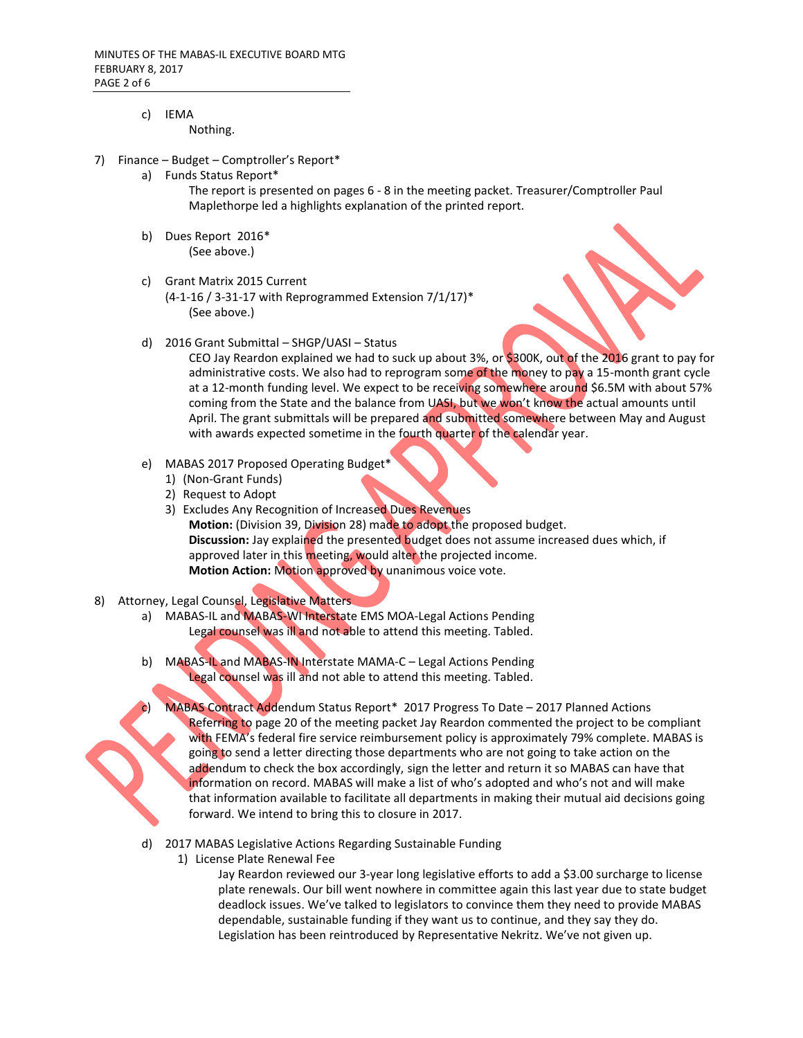c) IEMA
Nothing.

7) Finance – Budget – Comptroller's Report*
   a) Funds Status Report*
      The report is presented on pages 6 - 8 in the meeting packet. Treasurer/Comptroller Paul Maplethorpe led a highlights explanation of the printed report.

   b) Dues Report 2016*
      (See above.)

   c) Grant Matrix 2015 Current
      (4-1-16 / 3-31-17 with Reprogrammed Extension 7/1/17)*
      (See above.)

   d) 2016 Grant Submittal – SHGP/UASI – Status
      CEO Jay Reardon explained we had to suck up about 3%, or $300K, out of the 2016 grant to pay for administrative costs. We also had to reprogram some of the money to pay a 15-month grant cycle at a 12-month funding level. We expect to be receiving somewhere around $6.5M with about 57% coming from the State and the balance from UASI, but we won't know the actual amounts until April. The grant submittals will be prepared and submitted somewhere between May and August with awards expected sometime in the fourth quarter of the calendar year.

   e) MABAS 2017 Proposed Operating Budget*
      1) (Non-Grant Funds)
      2) Request to Adopt
      3) Excludes Any Recognition of Increased Dues Revenues

      **Motion:** (Division 39, Division 28) made to adopt the proposed budget.
      **Discussion:** Jay explained the presented budget does not assume increased dues which, if approved later in this meeting, would alter the projected income.
      **Motion Action:** Motion approved by unanimous voice vote.

8) Attorney, Legal Counsel, Legislative Matters
   a) MABAS-IL and MABAS-WI Interstate EMS MOA-Legal Actions Pending
      Legal counsel was ill and not able to attend this meeting. Tabled.

   b) MABAS-IL and MABAS-IN Interstate MAMA-C – Legal Actions Pending
      Legal counsel was ill and not able to attend this meeting. Tabled.

   c) MABAS Contract Addendum Status Report* 2017 Progress To Date – 2017 Planned Actions
      Referring to page 20 of the meeting packet Jay Reardon commented the project to be compliant with FEMA's federal fire service reimbursement policy is approximately 79% complete. MABAS is going to send a letter directing those departments who are not going to take action on the addendum to check the box accordingly, sign the letter and return it so MABAS can have that information on record. MABAS will make a list of who's adopted and who's not and will make that information available to facilitate all departments in making their mutual aid decisions going forward. We intend to bring this to closure in 2017.

   d) 2017 MABAS Legislative Actions Regarding Sustainable Funding
      1) License Plate Renewal Fee
         Jay Reardon reviewed our 3-year long legislative efforts to add a $3.00 surcharge to license plate renewals. Our bill went nowhere in committee again this last year due to state budget deadlock issues. We've talked to legislators to convince them they need to provide MABAS dependable, sustainable funding if they want us to continue, and they say they do. Legislation has been reintroduced by Representative Nekritz. We've not given up.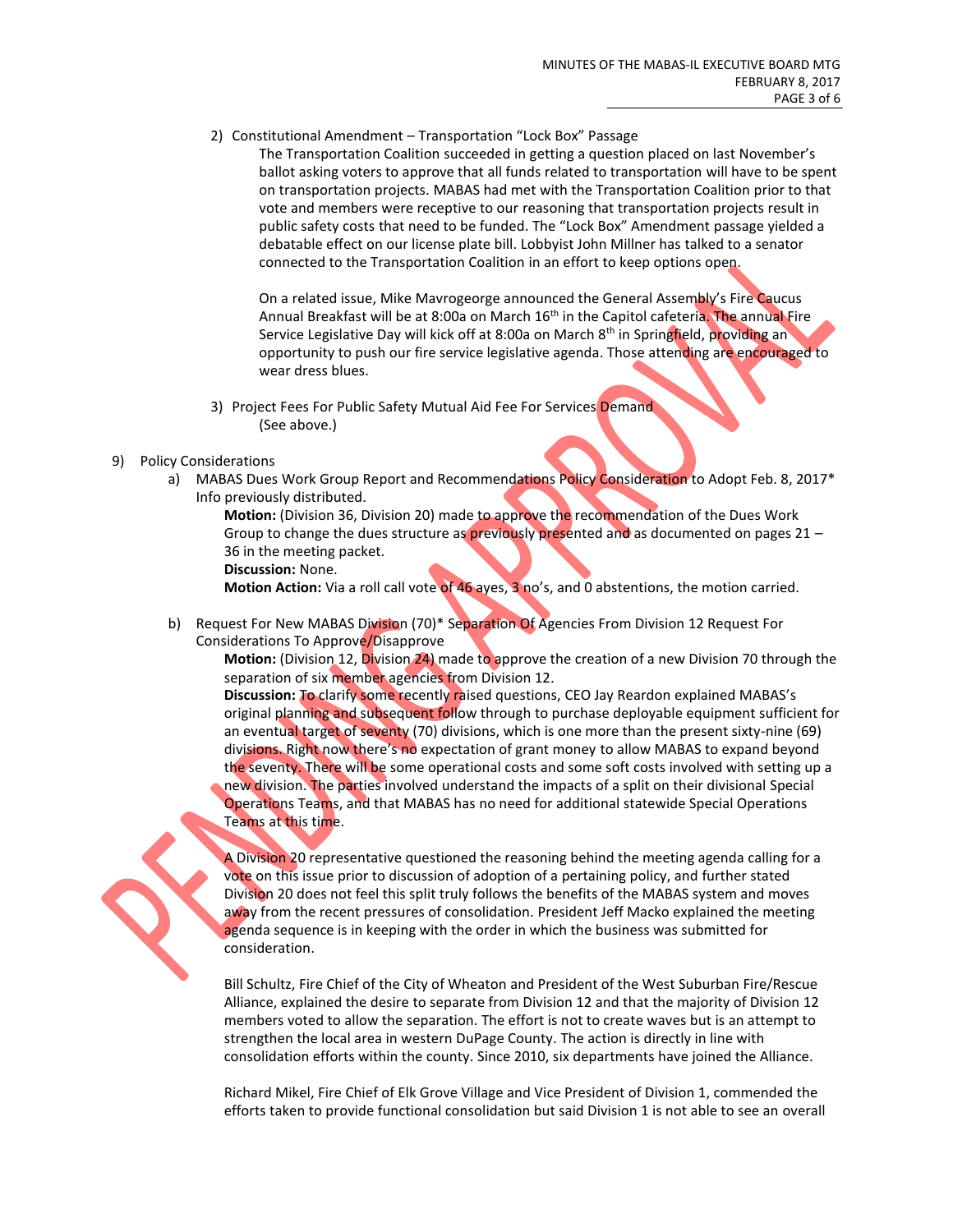2) Constitutional Amendment – Transportation "Lock Box" Passage

The Transportation Coalition succeeded in getting a question placed on last November's ballot asking voters to approve that all funds related to transportation will have to be spent on transportation projects. MABAS had met with the Transportation Coalition prior to that vote and members were receptive to our reasoning that transportation projects result in public safety costs that need to be funded. The "Lock Box" Amendment passage yielded a debatable effect on our license plate bill. Lobbyist John Millner has talked to a senator connected to the Transportation Coalition in an effort to keep options open.

On a related issue, Mike Mavrogeorge announced the General Assembly's Fire Caucus Annual Breakfast will be at 8:00a on March 16th in the Capitol cafeteria. The annual Fire Service Legislative Day will kick off at 8:00a on March 8th in Springfield, providing an opportunity to push our fire service legislative agenda. Those attending are encouraged to wear dress blues.

3) Project Fees For Public Safety Mutual Aid Fee For Services Demand

(See above.)

9) Policy Considerations

a) MABAS Dues Work Group Report and Recommendations Policy Consideration to Adopt Feb. 8, 2017* Info previously distributed.

**Motion:** (Division 36, Division 20) made to approve the recommendation of the Dues Work Group to change the dues structure as previously presented and as documented on pages 21 – 36 in the meeting packet.

**Discussion:** None.

**Motion Action:** Via a roll call vote of 46 ayes, 3 no's, and 0 abstentions, the motion carried.

b) Request For New MABAS Division (70)* Separation Of Agencies From Division 12 Request For Considerations To Approve/Disapprove

**Motion:** (Division 12, Division 24) made to approve the creation of a new Division 70 through the separation of six member agencies from Division 12.

**Discussion:** To clarify some recently raised questions, CEO Jay Reardon explained MABAS's original planning and subsequent follow through to purchase deployable equipment sufficient for an eventual target of seventy (70) divisions, which is one more than the present sixty-nine (69) divisions. Right now there's no expectation of grant money to allow MABAS to expand beyond the seventy. There will be some operational costs and some soft costs involved with setting up a new division. The parties involved understand the impacts of a split on their divisional Special Operations Teams, and that MABAS has no need for additional statewide Special Operations Teams at this time.

A Division 20 representative questioned the reasoning behind the meeting agenda calling for a vote on this issue prior to discussion of adoption of a pertaining policy, and further stated Division 20 does not feel this split truly follows the benefits of the MABAS system and moves away from the recent pressures of consolidation. President Jeff Macko explained the meeting agenda sequence is in keeping with the order in which the business was submitted for consideration.

Bill Schultz, Fire Chief of the City of Wheaton and President of the West Suburban Fire/Rescue Alliance, explained the desire to separate from Division 12 and that the majority of Division 12 members voted to allow the separation. The effort is not to create waves but is an attempt to strengthen the local area in western DuPage County. The action is directly in line with consolidation efforts within the county. Since 2010, six departments have joined the Alliance.

Richard Mikel, Fire Chief of Elk Grove Village and Vice President of Division 1, commended the efforts taken to provide functional consolidation but said Division 1 is not able to see an overall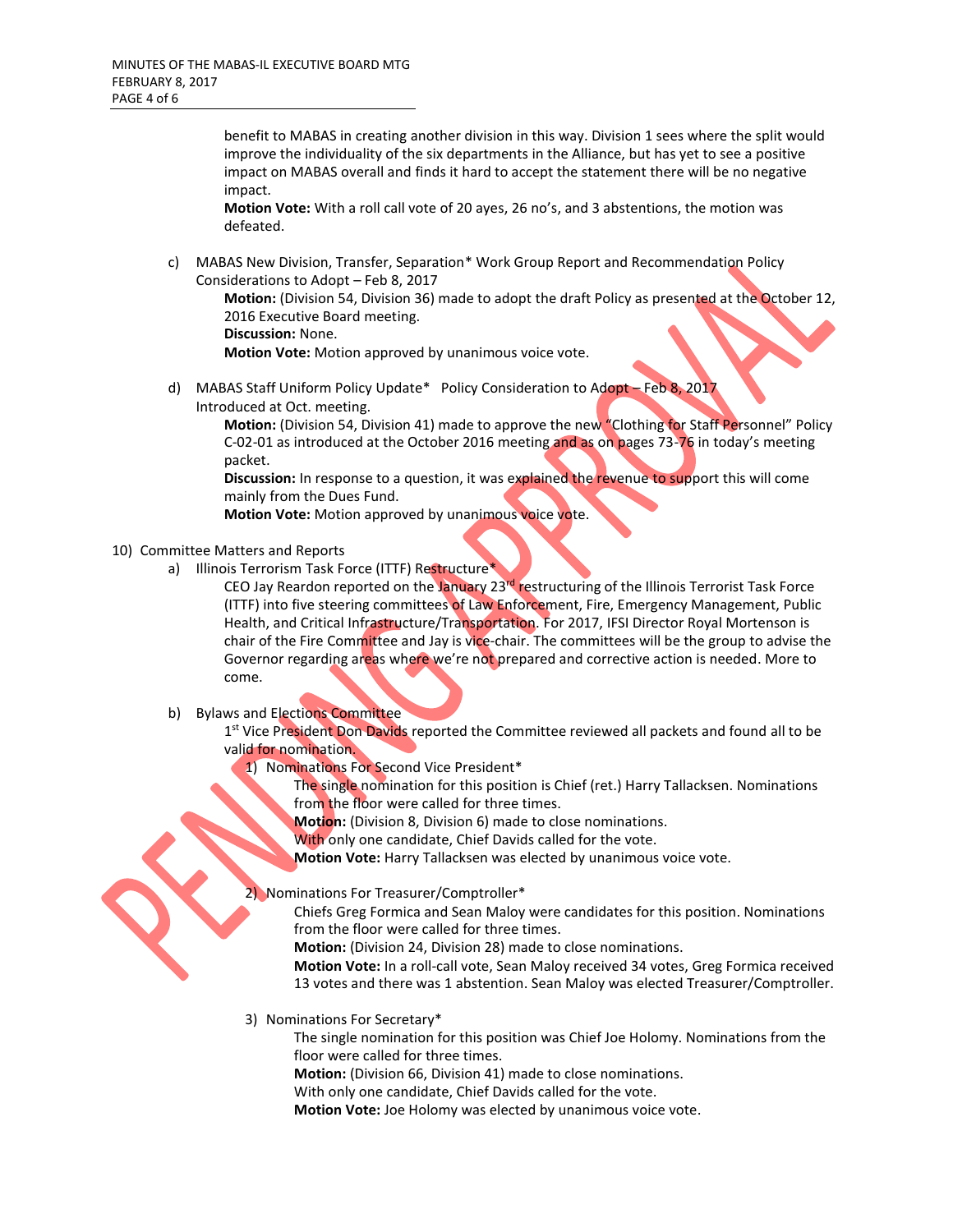benefit to MABAS in creating another division in this way. Division 1 sees where the split would improve the individuality of the six departments in the Alliance, but has yet to see a positive impact on MABAS overall and finds it hard to accept the statement there will be no negative impact.

**Motion Vote:** With a roll call vote of 20 ayes, 26 no's, and 3 abstentions, the motion was defeated.

c) MABAS New Division, Transfer, Separation* Work Group Report and Recommendation Policy Considerations to Adopt – Feb 8, 2017

**Motion:** (Division 54, Division 36) made to adopt the draft Policy as presented at the October 12, 2016 Executive Board meeting.

**Discussion:** None.

**Motion Vote:** Motion approved by unanimous voice vote.

d) MABAS Staff Uniform Policy Update* Policy Consideration to Adopt – Feb 8, 2017
Introduced at Oct. meeting.

**Motion:** (Division 54, Division 41) made to approve the new "Clothing for Staff Personnel" Policy C-02-01 as introduced at the October 2016 meeting and as on pages 73-76 in today's meeting packet.

**Discussion:** In response to a question, it was explained the revenue to support this will come mainly from the Dues Fund.

**Motion Vote:** Motion approved by unanimous voice vote.

10) Committee Matters and Reports

a) Illinois Terrorism Task Force (ITTF) Restructure*

CEO Jay Reardon reported on the January 23rd restructuring of the Illinois Terrorist Task Force (ITTF) into five steering committees of Law Enforcement, Fire, Emergency Management, Public Health, and Critical Infrastructure/Transportation. For 2017, IFSI Director Royal Mortenson is chair of the Fire Committee and Jay is vice-chair. The committees will be the group to advise the Governor regarding areas where we're not prepared and corrective action is needed. More to come.

b) Bylaws and Elections Committee

1st Vice President Don Davids reported the Committee reviewed all packets and found all to be valid for nomination.

1) Nominations For Second Vice President*

The single nomination for this position is Chief (ret.) Harry Tallacksen. Nominations from the floor were called for three times.

**Motion:** (Division 8, Division 6) made to close nominations.

With only one candidate, Chief Davids called for the vote.

**Motion Vote:** Harry Tallacksen was elected by unanimous voice vote.

2) Nominations For Treasurer/Comptroller*

Chiefs Greg Formica and Sean Maloy were candidates for this position. Nominations from the floor were called for three times.

**Motion:** (Division 24, Division 28) made to close nominations.

**Motion Vote:** In a roll-call vote, Sean Maloy received 34 votes, Greg Formica received 13 votes and there was 1 abstention. Sean Maloy was elected Treasurer/Comptroller.

3) Nominations For Secretary*

The single nomination for this position was Chief Joe Holomy. Nominations from the floor were called for three times.

**Motion:** (Division 66, Division 41) made to close nominations.

With only one candidate, Chief Davids called for the vote.

**Motion Vote:** Joe Holomy was elected by unanimous voice vote.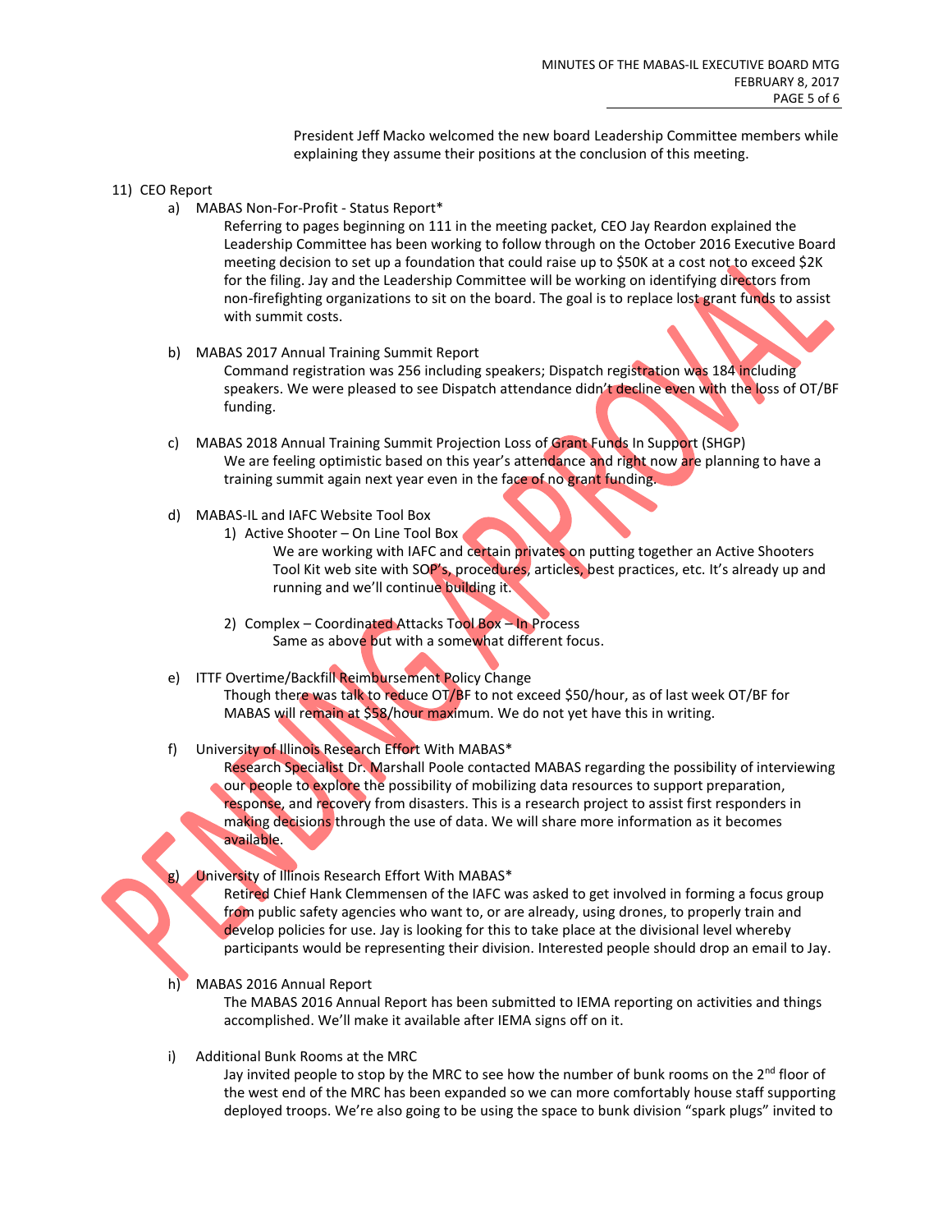President Jeff Macko welcomed the new board Leadership Committee members while explaining they assume their positions at the conclusion of this meeting.

11) CEO Report

a) MABAS Non-For-Profit - Status Report*

Referring to pages beginning on 111 in the meeting packet, CEO Jay Reardon explained the Leadership Committee has been working to follow through on the October 2016 Executive Board meeting decision to set up a foundation that could raise up to $50K at a cost not to exceed $2K for the filing. Jay and the Leadership Committee will be working on identifying directors from non-firefighting organizations to sit on the board. The goal is to replace lost grant funds to assist with summit costs.

b) MABAS 2017 Annual Training Summit Report

Command registration was 256 including speakers; Dispatch registration was 184 including speakers. We were pleased to see Dispatch attendance didn't decline even with the loss of OT/BF funding.

c) MABAS 2018 Annual Training Summit Projection Loss of Grant Funds In Support (SHGP)

We are feeling optimistic based on this year's attendance and right now are planning to have a training summit again next year even in the face of no grant funding.

d) MABAS-IL and IAFC Website Tool Box

1) Active Shooter – On Line Tool Box

We are working with IAFC and certain privates on putting together an Active Shooters Tool Kit web site with SOP's, procedures, articles, best practices, etc. It's already up and running and we'll continue building it.

2) Complex – Coordinated Attacks Tool Box – In Process

Same as above but with a somewhat different focus.

e) ITTF Overtime/Backfill Reimbursement Policy Change

Though there was talk to reduce OT/BF to not exceed $50/hour, as of last week OT/BF for MABAS will remain at $58/hour maximum. We do not yet have this in writing.

f) University of Illinois Research Effort With MABAS*

Research Specialist Dr. Marshall Poole contacted MABAS regarding the possibility of interviewing our people to explore the possibility of mobilizing data resources to support preparation, response, and recovery from disasters. This is a research project to assist first responders in making decisions through the use of data. We will share more information as it becomes available.

g) University of Illinois Research Effort With MABAS*

Retired Chief Hank Clemmensen of the IAFC was asked to get involved in forming a focus group from public safety agencies who want to, or are already, using drones, to properly train and develop policies for use. Jay is looking for this to take place at the divisional level whereby participants would be representing their division. Interested people should drop an email to Jay.

h) MABAS 2016 Annual Report

The MABAS 2016 Annual Report has been submitted to IEMA reporting on activities and things accomplished. We'll make it available after IEMA signs off on it.

i) Additional Bunk Rooms at the MRC

Jay invited people to stop by the MRC to see how the number of bunk rooms on the 2nd floor of the west end of the MRC has been expanded so we can more comfortably house staff supporting deployed troops. We're also going to be using the space to bunk division "spark plugs" invited to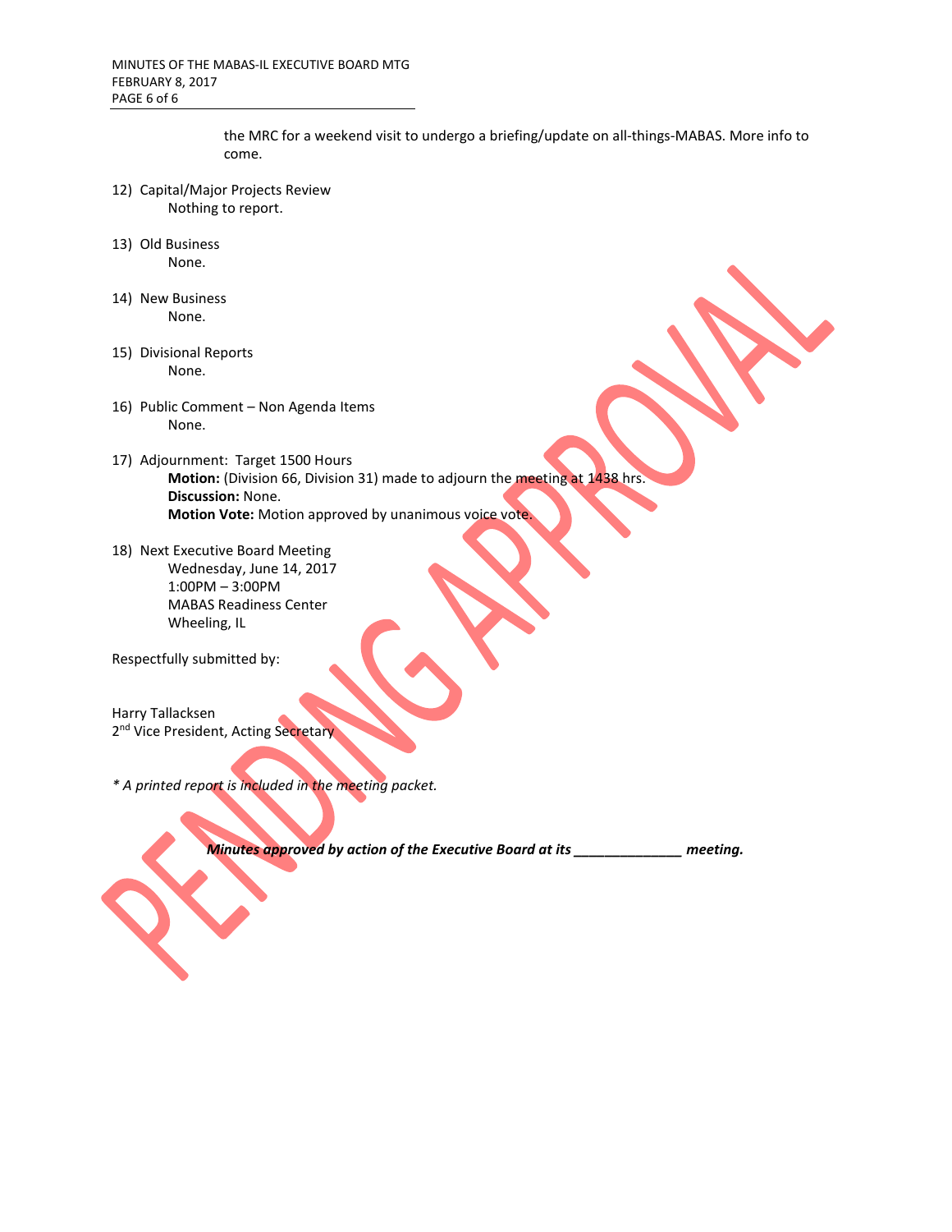the MRC for a weekend visit to undergo a briefing/update on all-things-MABAS. More info to come.

12) Capital/Major Projects Review
    Nothing to report.

13) Old Business
    None.

14) New Business
    None.

15) Divisional Reports
    None.

16) Public Comment – Non Agenda Items
    None.

17) Adjournment: Target 1500 Hours
    **Motion:** (Division 66, Division 31) made to adjourn the meeting at 1438 hrs.
    **Discussion:** None.
    **Motion Vote:** Motion approved by unanimous voice vote.

18) Next Executive Board Meeting
    Wednesday, June 14, 2017
    1:00PM – 3:00PM
    MABAS Readiness Center
    Wheeling, IL

Respectfully submitted by:

Harry Tallacksen
2nd Vice President, Acting Secretary

*\* A printed report is included in the meeting packet.*

***Minutes approved by action of the Executive Board at its _____________ meeting.***

PENDING APPROVAL